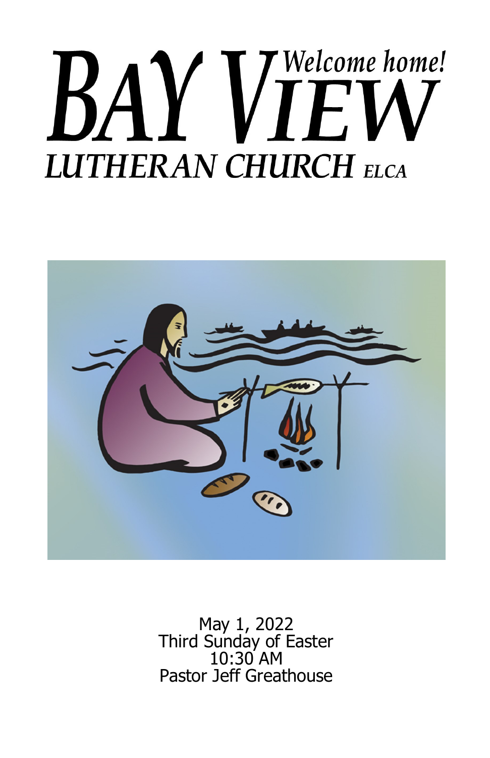# BAY VIEW LUTHERAN CHURCH *ELCA*

*Welcome home!*

May 1, 2022
Third Sunday of Easter
10:30 AM
Pastor Jeff Greathouse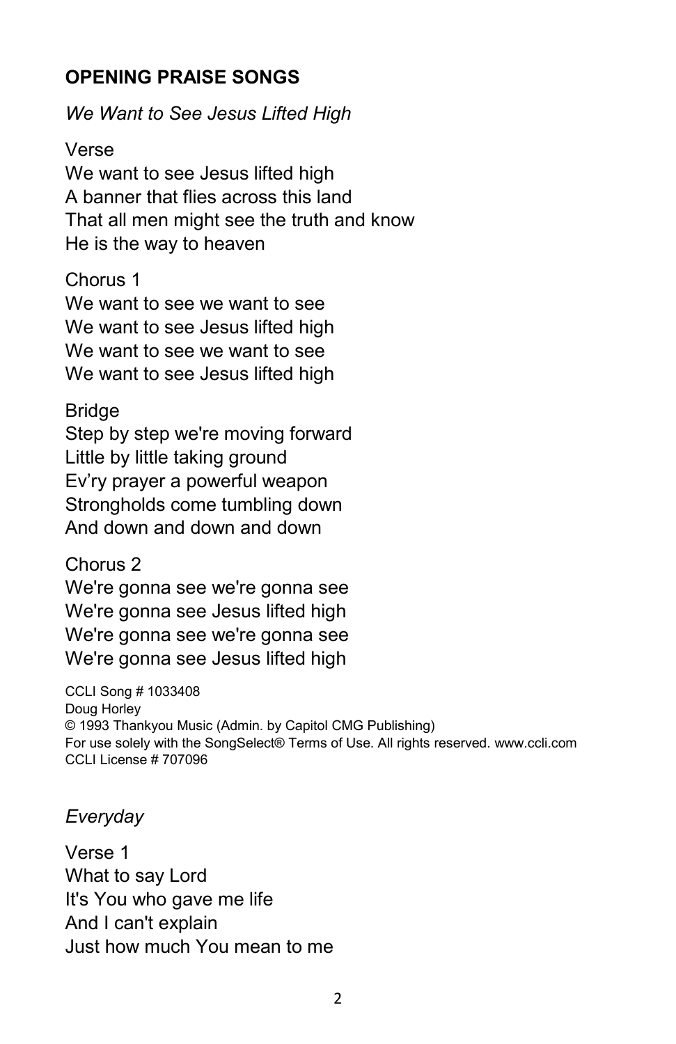**OPENING PRAISE SONGS**

*We Want to See Jesus Lifted High*

Verse
We want to see Jesus lifted high
A banner that flies across this land
That all men might see the truth and know
He is the way to heaven

Chorus 1
We want to see we want to see
We want to see Jesus lifted high
We want to see we want to see
We want to see Jesus lifted high

Bridge
Step by step we're moving forward
Little by little taking ground
Ev'ry prayer a powerful weapon
Strongholds come tumbling down
And down and down and down

Chorus 2
We're gonna see we're gonna see
We're gonna see Jesus lifted high
We're gonna see we're gonna see
We're gonna see Jesus lifted high

CCLI Song # 1033408
Doug Horley
© 1993 Thankyou Music (Admin. by Capitol CMG Publishing)
For use solely with the SongSelect® Terms of Use. All rights reserved. www.ccli.com
CCLI License # 707096

*Everyday*

Verse 1
What to say Lord
It's You who gave me life
And I can't explain
Just how much You mean to me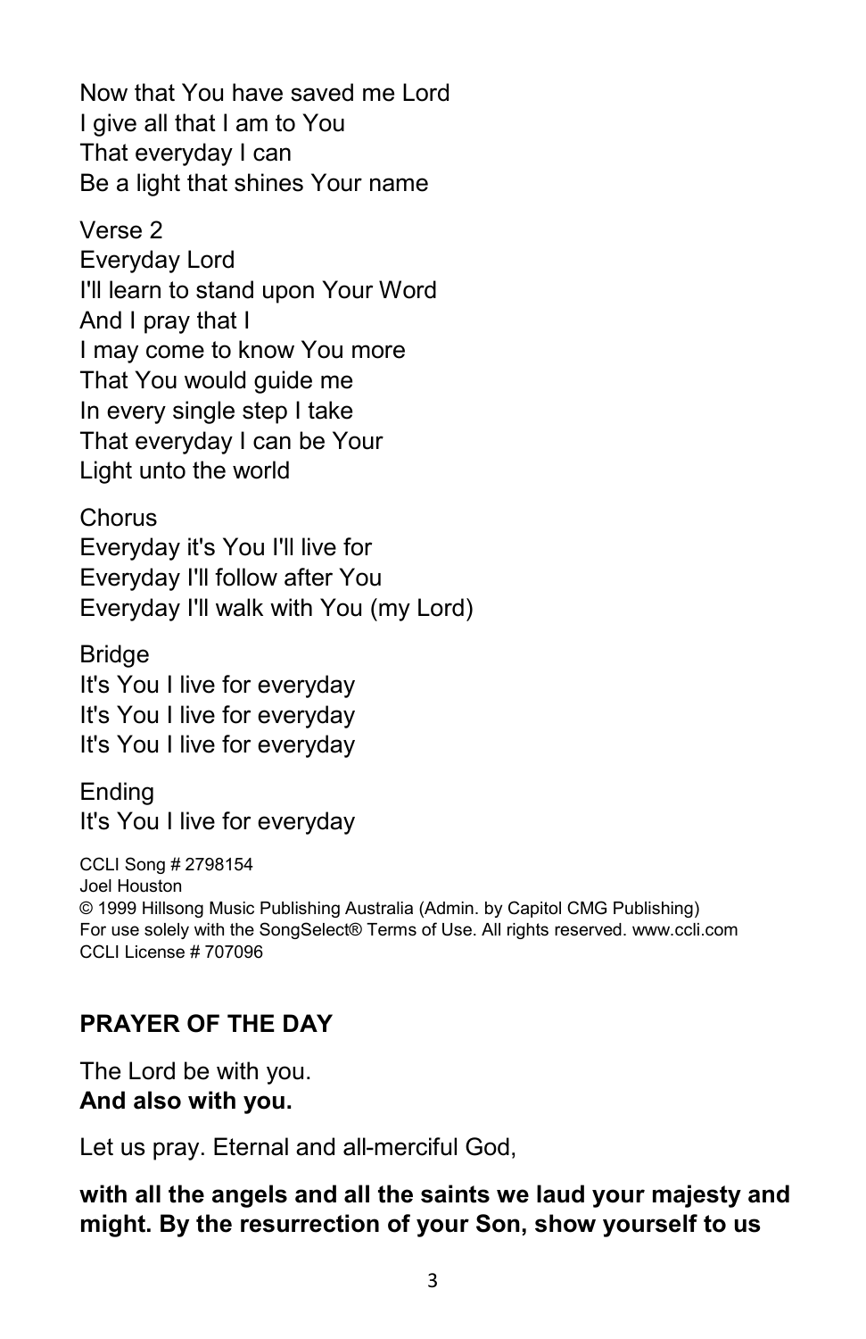Now that You have saved me Lord
I give all that I am to You
That everyday I can
Be a light that shines Your name

Verse 2
Everyday Lord
I'll learn to stand upon Your Word
And I pray that I
I may come to know You more
That You would guide me
In every single step I take
That everyday I can be Your
Light unto the world

Chorus
Everyday it's You I'll live for
Everyday I'll follow after You
Everyday I'll walk with You (my Lord)

Bridge
It's You I live for everyday
It's You I live for everyday
It's You I live for everyday

Ending
It's You I live for everyday

CCLI Song # 2798154
Joel Houston
© 1999 Hillsong Music Publishing Australia (Admin. by Capitol CMG Publishing)
For use solely with the SongSelect® Terms of Use. All rights reserved. www.ccli.com
CCLI License # 707096

## PRAYER OF THE DAY

The Lord be with you.
**And also with you.**

Let us pray. Eternal and all-merciful God,

**with all the angels and all the saints we laud your majesty and might. By the resurrection of your Son, show yourself to us**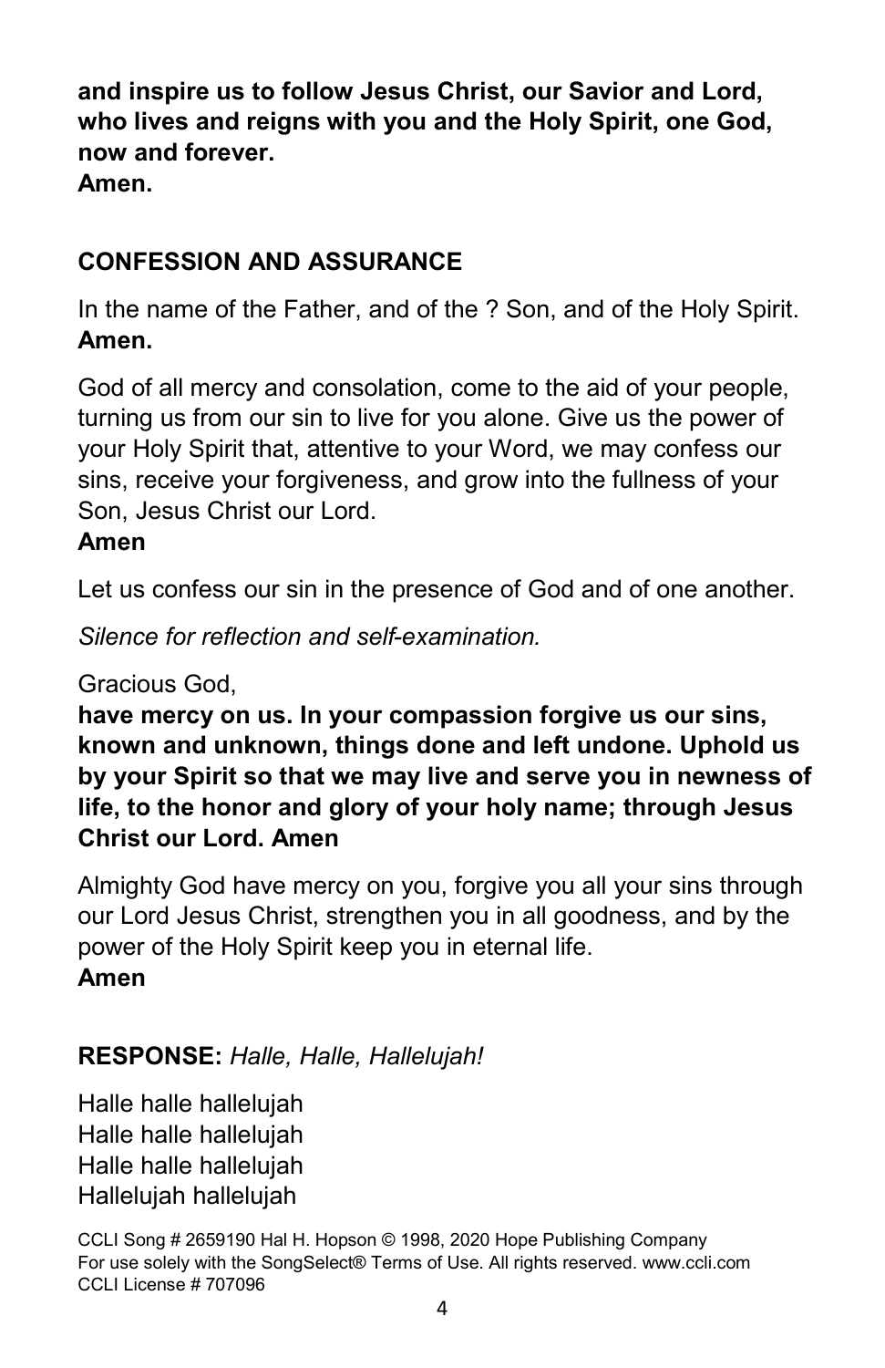**and inspire us to follow Jesus Christ, our Savior and Lord, who lives and reigns with you and the Holy Spirit, one God, now and forever.**
**Amen.**

## CONFESSION AND ASSURANCE

In the name of the Father, and of the ? Son, and of the Holy Spirit.
**Amen.**

God of all mercy and consolation, come to the aid of your people, turning us from our sin to live for you alone. Give us the power of your Holy Spirit that, attentive to your Word, we may confess our sins, receive your forgiveness, and grow into the fullness of your Son, Jesus Christ our Lord.
**Amen**

Let us confess our sin in the presence of God and of one another.

*Silence for reflection and self-examination.*

Gracious God,
**have mercy on us. In your compassion forgive us our sins, known and unknown, things done and left undone. Uphold us by your Spirit so that we may live and serve you in newness of life, to the honor and glory of your holy name; through Jesus Christ our Lord. Amen**

Almighty God have mercy on you, forgive you all your sins through our Lord Jesus Christ, strengthen you in all goodness, and by the power of the Holy Spirit keep you in eternal life.
**Amen**

## RESPONSE: *Halle, Halle, Hallelujah!*

Halle halle hallelujah
Halle halle hallelujah
Halle halle hallelujah
Hallelujah hallelujah

CCLI Song # 2659190 Hal H. Hopson © 1998, 2020 Hope Publishing Company
For use solely with the SongSelect® Terms of Use. All rights reserved. www.ccli.com
CCLI License # 707096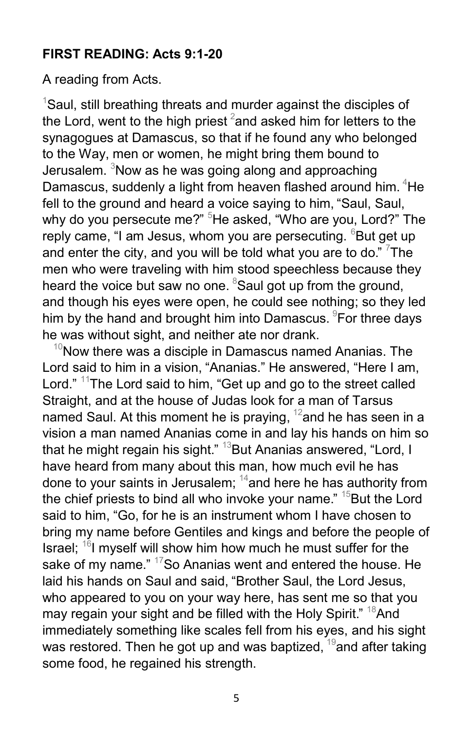**FIRST READING: Acts 9:1-20**

A reading from Acts.

[1]Saul, still breathing threats and murder against the disciples of the Lord, went to the high priest [2]and asked him for letters to the synagogues at Damascus, so that if he found any who belonged to the Way, men or women, he might bring them bound to Jerusalem. [3]Now as he was going along and approaching Damascus, suddenly a light from heaven flashed around him. [4]He fell to the ground and heard a voice saying to him, "Saul, Saul, why do you persecute me?" [5]He asked, "Who are you, Lord?" The reply came, "I am Jesus, whom you are persecuting. [6]But get up and enter the city, and you will be told what you are to do." [7]The men who were traveling with him stood speechless because they heard the voice but saw no one. [8]Saul got up from the ground, and though his eyes were open, he could see nothing; so they led him by the hand and brought him into Damascus. [9]For three days he was without sight, and neither ate nor drank.

[10]Now there was a disciple in Damascus named Ananias. The Lord said to him in a vision, "Ananias." He answered, "Here I am, Lord." [11]The Lord said to him, "Get up and go to the street called Straight, and at the house of Judas look for a man of Tarsus named Saul. At this moment he is praying, [12]and he has seen in a vision a man named Ananias come in and lay his hands on him so that he might regain his sight." [13]But Ananias answered, "Lord, I have heard from many about this man, how much evil he has done to your saints in Jerusalem; [14]and here he has authority from the chief priests to bind all who invoke your name." [15]But the Lord said to him, "Go, for he is an instrument whom I have chosen to bring my name before Gentiles and kings and before the people of Israel; [16]I myself will show him how much he must suffer for the sake of my name." [17]So Ananias went and entered the house. He laid his hands on Saul and said, "Brother Saul, the Lord Jesus, who appeared to you on your way here, has sent me so that you may regain your sight and be filled with the Holy Spirit." [18]And immediately something like scales fell from his eyes, and his sight was restored. Then he got up and was baptized, [19]and after taking some food, he regained his strength.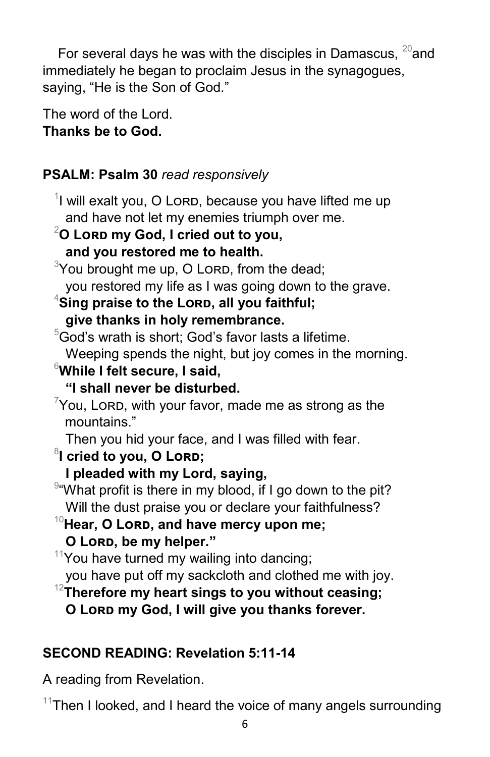For several days he was with the disciples in Damascus, [20]and immediately he began to proclaim Jesus in the synagogues, saying, "He is the Son of God."

The word of the Lord.
**Thanks be to God.**

**PSALM: Psalm 30** *read responsively*

[1]I will exalt you, O LORD, because you have lifted me up
and have not let my enemies triumph over me.
**[2]O LORD my God, I cried out to you,**
**and you restored me to health.**
[3]You brought me up, O LORD, from the dead;
you restored my life as I was going down to the grave.
**[4]Sing praise to the LORD, all you faithful;**
**give thanks in holy remembrance.**
[5]God's wrath is short; God's favor lasts a lifetime.
Weeping spends the night, but joy comes in the morning.
**[6]While I felt secure, I said,**
**"I shall never be disturbed.**
[7]You, LORD, with your favor, made me as strong as the mountains."
Then you hid your face, and I was filled with fear.
**[8]I cried to you, O LORD;**
**I pleaded with my Lord, saying,**
[9]"What profit is there in my blood, if I go down to the pit?
Will the dust praise you or declare your faithfulness?
**[10]Hear, O LORD, and have mercy upon me;**
**O LORD, be my helper."**
[11]You have turned my wailing into dancing;
you have put off my sackcloth and clothed me with joy.
**[12]Therefore my heart sings to you without ceasing;**
**O LORD my God, I will give you thanks forever.**

**SECOND READING: Revelation 5:11-14**

A reading from Revelation.

[11]Then I looked, and I heard the voice of many angels surrounding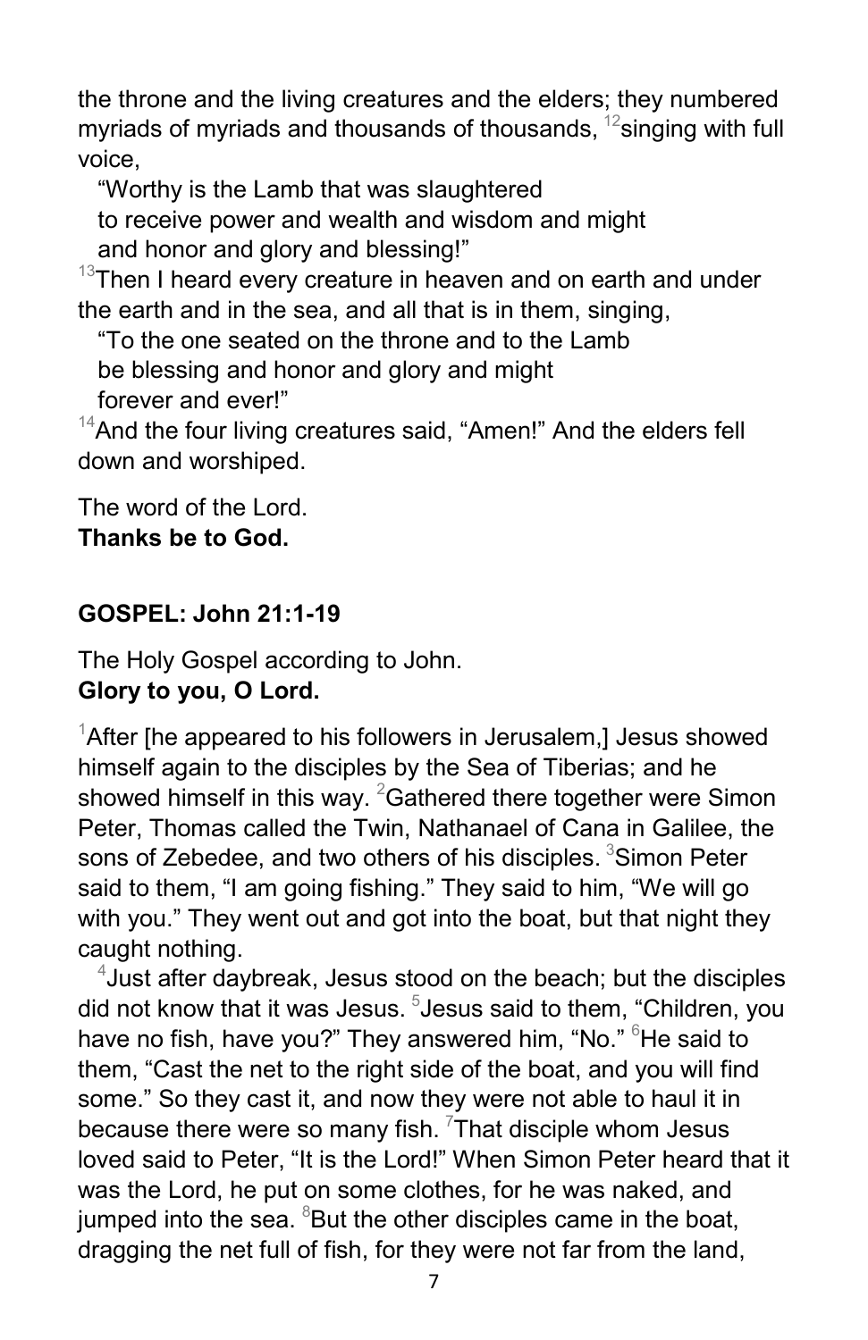the throne and the living creatures and the elders; they numbered myriads of myriads and thousands of thousands, [12]singing with full voice,

"Worthy is the Lamb that was slaughtered
to receive power and wealth and wisdom and might
and honor and glory and blessing!"

[13]Then I heard every creature in heaven and on earth and under the earth and in the sea, and all that is in them, singing,

"To the one seated on the throne and to the Lamb
be blessing and honor and glory and might
forever and ever!"

[14]And the four living creatures said, "Amen!" And the elders fell down and worshiped.

The word of the Lord.
**Thanks be to God.**

## GOSPEL: John 21:1-19

The Holy Gospel according to John.
**Glory to you, O Lord.**

[1]After [he appeared to his followers in Jerusalem,] Jesus showed himself again to the disciples by the Sea of Tiberias; and he showed himself in this way. [2]Gathered there together were Simon Peter, Thomas called the Twin, Nathanael of Cana in Galilee, the sons of Zebedee, and two others of his disciples. [3]Simon Peter said to them, "I am going fishing." They said to him, "We will go with you." They went out and got into the boat, but that night they caught nothing.

[4]Just after daybreak, Jesus stood on the beach; but the disciples did not know that it was Jesus. [5]Jesus said to them, "Children, you have no fish, have you?" They answered him, "No." [6]He said to them, "Cast the net to the right side of the boat, and you will find some." So they cast it, and now they were not able to haul it in because there were so many fish. [7]That disciple whom Jesus loved said to Peter, "It is the Lord!" When Simon Peter heard that it was the Lord, he put on some clothes, for he was naked, and jumped into the sea. [8]But the other disciples came in the boat, dragging the net full of fish, for they were not far from the land,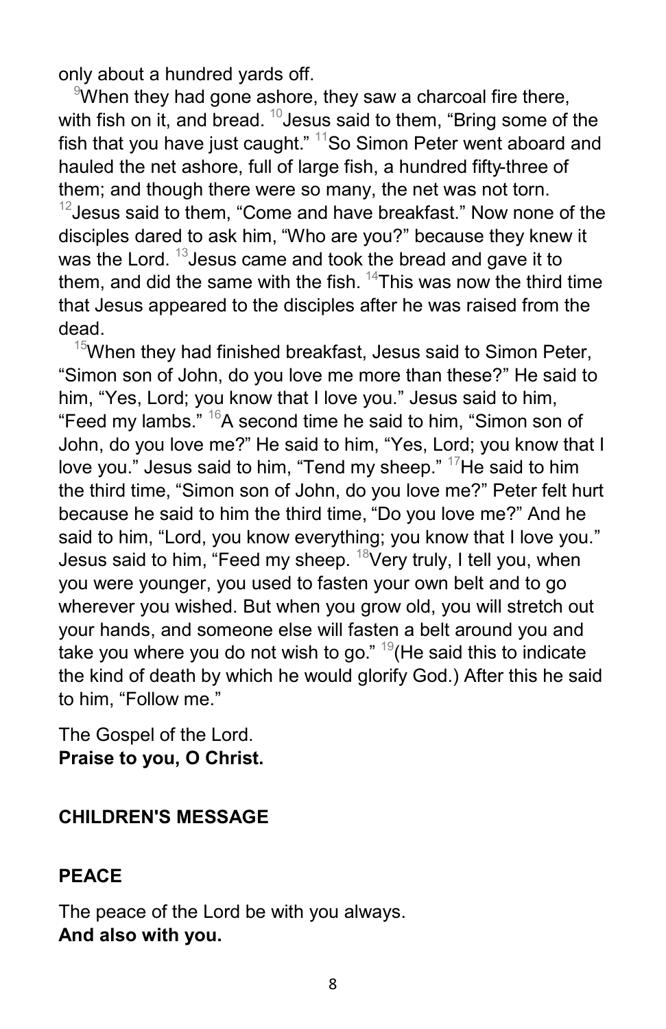only about a hundred yards off.

[9]When they had gone ashore, they saw a charcoal fire there, with fish on it, and bread. [10]Jesus said to them, "Bring some of the fish that you have just caught." [11]So Simon Peter went aboard and hauled the net ashore, full of large fish, a hundred fifty-three of them; and though there were so many, the net was not torn. [12]Jesus said to them, "Come and have breakfast." Now none of the disciples dared to ask him, "Who are you?" because they knew it was the Lord. [13]Jesus came and took the bread and gave it to them, and did the same with the fish. [14]This was now the third time that Jesus appeared to the disciples after he was raised from the dead.

[15]When they had finished breakfast, Jesus said to Simon Peter, "Simon son of John, do you love me more than these?" He said to him, "Yes, Lord; you know that I love you." Jesus said to him, "Feed my lambs." [16]A second time he said to him, "Simon son of John, do you love me?" He said to him, "Yes, Lord; you know that I love you." Jesus said to him, "Tend my sheep." [17]He said to him the third time, "Simon son of John, do you love me?" Peter felt hurt because he said to him the third time, "Do you love me?" And he said to him, "Lord, you know everything; you know that I love you." Jesus said to him, "Feed my sheep. [18]Very truly, I tell you, when you were younger, you used to fasten your own belt and to go wherever you wished. But when you grow old, you will stretch out your hands, and someone else will fasten a belt around you and take you where you do not wish to go." [19](He said this to indicate the kind of death by which he would glorify God.) After this he said to him, "Follow me."

The Gospel of the Lord.
**Praise to you, O Christ.**

## CHILDREN'S MESSAGE

## PEACE

The peace of the Lord be with you always.
**And also with you.**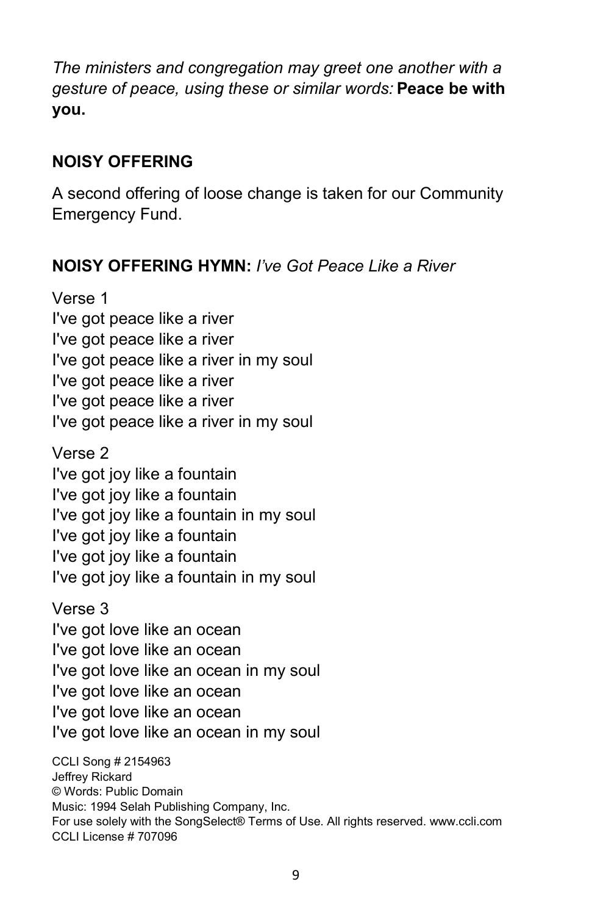*The ministers and congregation may greet one another with a gesture of peace, using these or similar words:* **Peace be with you.**

## NOISY OFFERING

A second offering of loose change is taken for our Community Emergency Fund.

## NOISY OFFERING HYMN: *I've Got Peace Like a River*

Verse 1
I've got peace like a river
I've got peace like a river
I've got peace like a river in my soul
I've got peace like a river
I've got peace like a river
I've got peace like a river in my soul

Verse 2
I've got joy like a fountain
I've got joy like a fountain
I've got joy like a fountain in my soul
I've got joy like a fountain
I've got joy like a fountain
I've got joy like a fountain in my soul

Verse 3
I've got love like an ocean
I've got love like an ocean
I've got love like an ocean in my soul
I've got love like an ocean
I've got love like an ocean
I've got love like an ocean in my soul

CCLI Song # 2154963
Jeffrey Rickard
© Words: Public Domain
Music: 1994 Selah Publishing Company, Inc.
For use solely with the SongSelect® Terms of Use. All rights reserved. www.ccli.com
CCLI License # 707096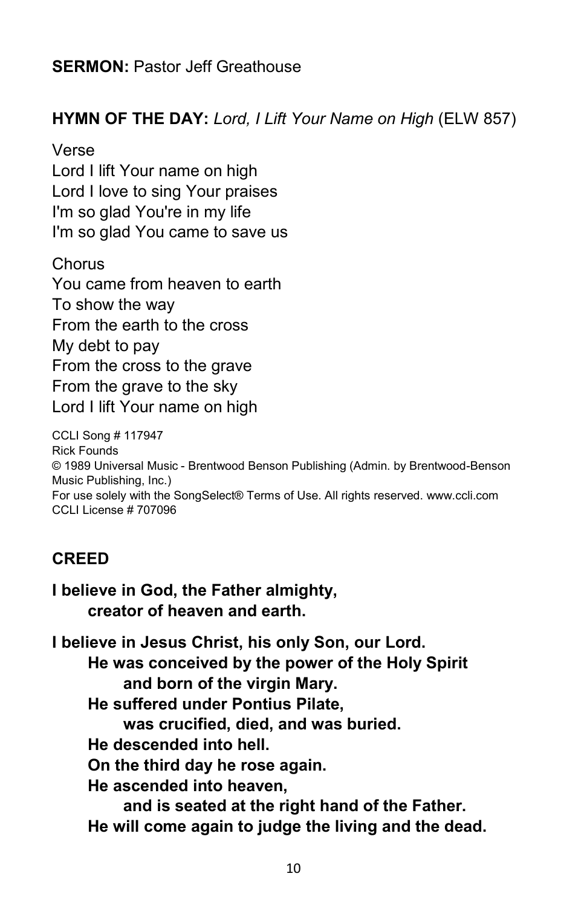**SERMON:** Pastor Jeff Greathouse

**HYMN OF THE DAY:** *Lord, I Lift Your Name on High* (ELW 857)

Verse
Lord I lift Your name on high
Lord I love to sing Your praises
I'm so glad You're in my life
I'm so glad You came to save us

Chorus
You came from heaven to earth
To show the way
From the earth to the cross
My debt to pay
From the cross to the grave
From the grave to the sky
Lord I lift Your name on high

CCLI Song # 117947
Rick Founds
© 1989 Universal Music - Brentwood Benson Publishing (Admin. by Brentwood-Benson Music Publishing, Inc.)
For use solely with the SongSelect® Terms of Use. All rights reserved. www.ccli.com
CCLI License # 707096

**CREED**

**I believe in God, the Father almighty,**
**creator of heaven and earth.**

**I believe in Jesus Christ, his only Son, our Lord.**
**He was conceived by the power of the Holy Spirit**
**and born of the virgin Mary.**
**He suffered under Pontius Pilate,**
**was crucified, died, and was buried.**
**He descended into hell.**
**On the third day he rose again.**
**He ascended into heaven,**
**and is seated at the right hand of the Father.**
**He will come again to judge the living and the dead.**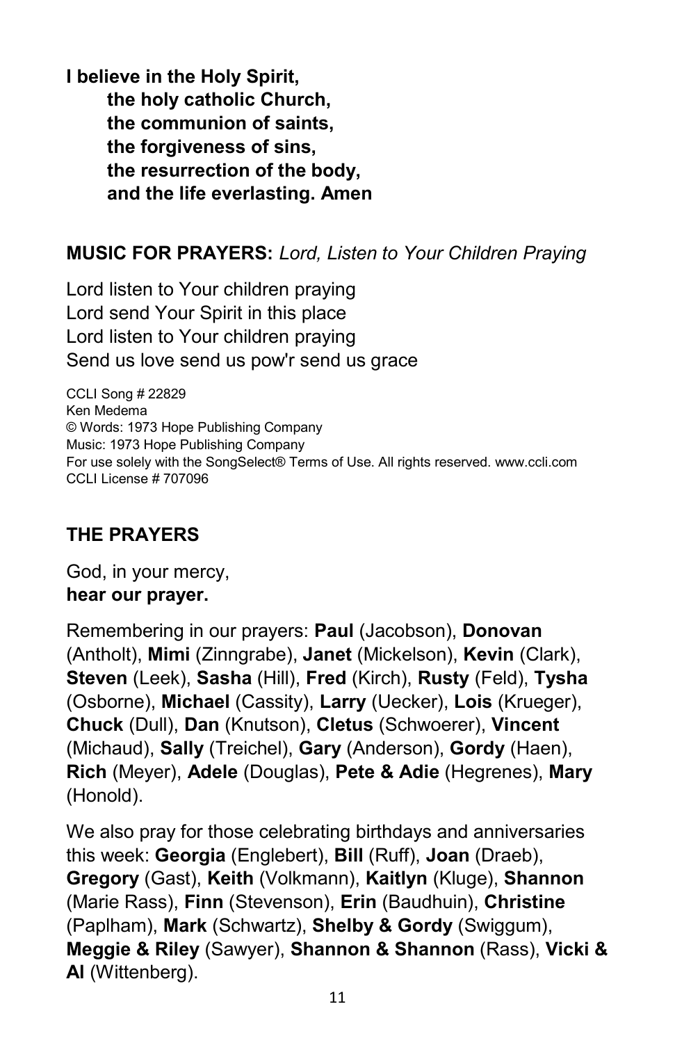**I believe in the Holy Spirit,**
**the holy catholic Church,**
**the communion of saints,**
**the forgiveness of sins,**
**the resurrection of the body,**
**and the life everlasting. Amen**

**MUSIC FOR PRAYERS:** *Lord, Listen to Your Children Praying*

Lord listen to Your children praying
Lord send Your Spirit in this place
Lord listen to Your children praying
Send us love send us pow'r send us grace

CCLI Song # 22829
Ken Medema
© Words: 1973 Hope Publishing Company
Music: 1973 Hope Publishing Company
For use solely with the SongSelect® Terms of Use. All rights reserved. www.ccli.com
CCLI License # 707096

## THE PRAYERS

God, in your mercy,
**hear our prayer.**

Remembering in our prayers: **Paul** (Jacobson), **Donovan** (Antholt), **Mimi** (Zinngrabe), **Janet** (Mickelson), **Kevin** (Clark), **Steven** (Leek), **Sasha** (Hill), **Fred** (Kirch), **Rusty** (Feld), **Tysha** (Osborne), **Michael** (Cassity), **Larry** (Uecker), **Lois** (Krueger), **Chuck** (Dull), **Dan** (Knutson), **Cletus** (Schwoerer), **Vincent** (Michaud), **Sally** (Treichel), **Gary** (Anderson), **Gordy** (Haen), **Rich** (Meyer), **Adele** (Douglas), **Pete & Adie** (Hegrenes), **Mary** (Honold).

We also pray for those celebrating birthdays and anniversaries this week: **Georgia** (Englebert), **Bill** (Ruff), **Joan** (Draeb), **Gregory** (Gast), **Keith** (Volkmann), **Kaitlyn** (Kluge), **Shannon** (Marie Rass), **Finn** (Stevenson), **Erin** (Baudhuin), **Christine** (Paplham), **Mark** (Schwartz), **Shelby & Gordy** (Swiggum), **Meggie & Riley** (Sawyer), **Shannon & Shannon** (Rass), **Vicki & Al** (Wittenberg).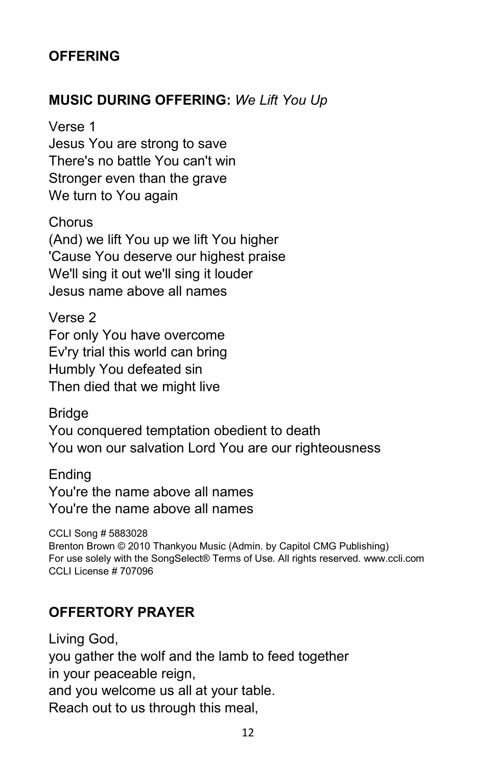## OFFERING

## MUSIC DURING OFFERING: *We Lift You Up*

Verse 1
Jesus You are strong to save
There's no battle You can't win
Stronger even than the grave
We turn to You again

Chorus
(And) we lift You up we lift You higher
'Cause You deserve our highest praise
We'll sing it out we'll sing it louder
Jesus name above all names

Verse 2
For only You have overcome
Ev'ry trial this world can bring
Humbly You defeated sin
Then died that we might live

Bridge
You conquered temptation obedient to death
You won our salvation Lord You are our righteousness

Ending
You're the name above all names
You're the name above all names

CCLI Song # 5883028
Brenton Brown © 2010 Thankyou Music (Admin. by Capitol CMG Publishing)
For use solely with the SongSelect® Terms of Use. All rights reserved. www.ccli.com
CCLI License # 707096

## OFFERTORY PRAYER

Living God,
you gather the wolf and the lamb to feed together
in your peaceable reign,
and you welcome us all at your table.
Reach out to us through this meal,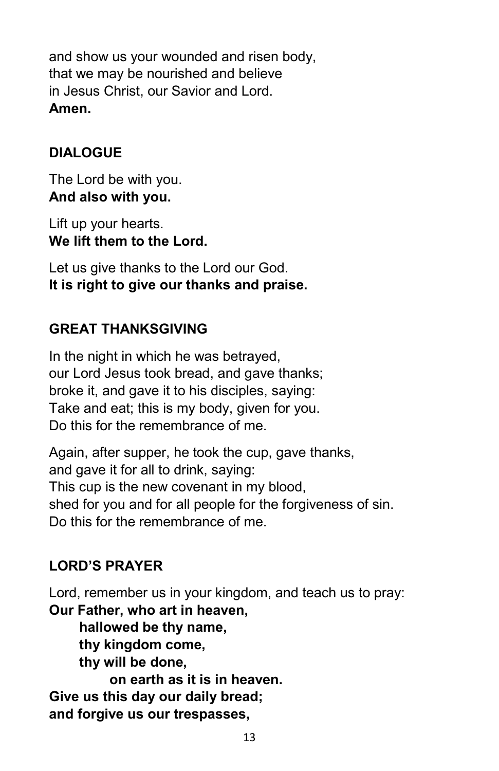and show us your wounded and risen body,
that we may be nourished and believe
in Jesus Christ, our Savior and Lord.
**Amen.**

## DIALOGUE

The Lord be with you.
**And also with you.**

Lift up your hearts.
**We lift them to the Lord.**

Let us give thanks to the Lord our God.
**It is right to give our thanks and praise.**

## GREAT THANKSGIVING

In the night in which he was betrayed,
our Lord Jesus took bread, and gave thanks;
broke it, and gave it to his disciples, saying:
Take and eat; this is my body, given for you.
Do this for the remembrance of me.

Again, after supper, he took the cup, gave thanks,
and gave it for all to drink, saying:
This cup is the new covenant in my blood,
shed for you and for all people for the forgiveness of sin.
Do this for the remembrance of me.

## LORD'S PRAYER

Lord, remember us in your kingdom, and teach us to pray:
**Our Father, who art in heaven,**
**hallowed be thy name,**
**thy kingdom come,**
**thy will be done,**
**on earth as it is in heaven.**
**Give us this day our daily bread;**
**and forgive us our trespasses,**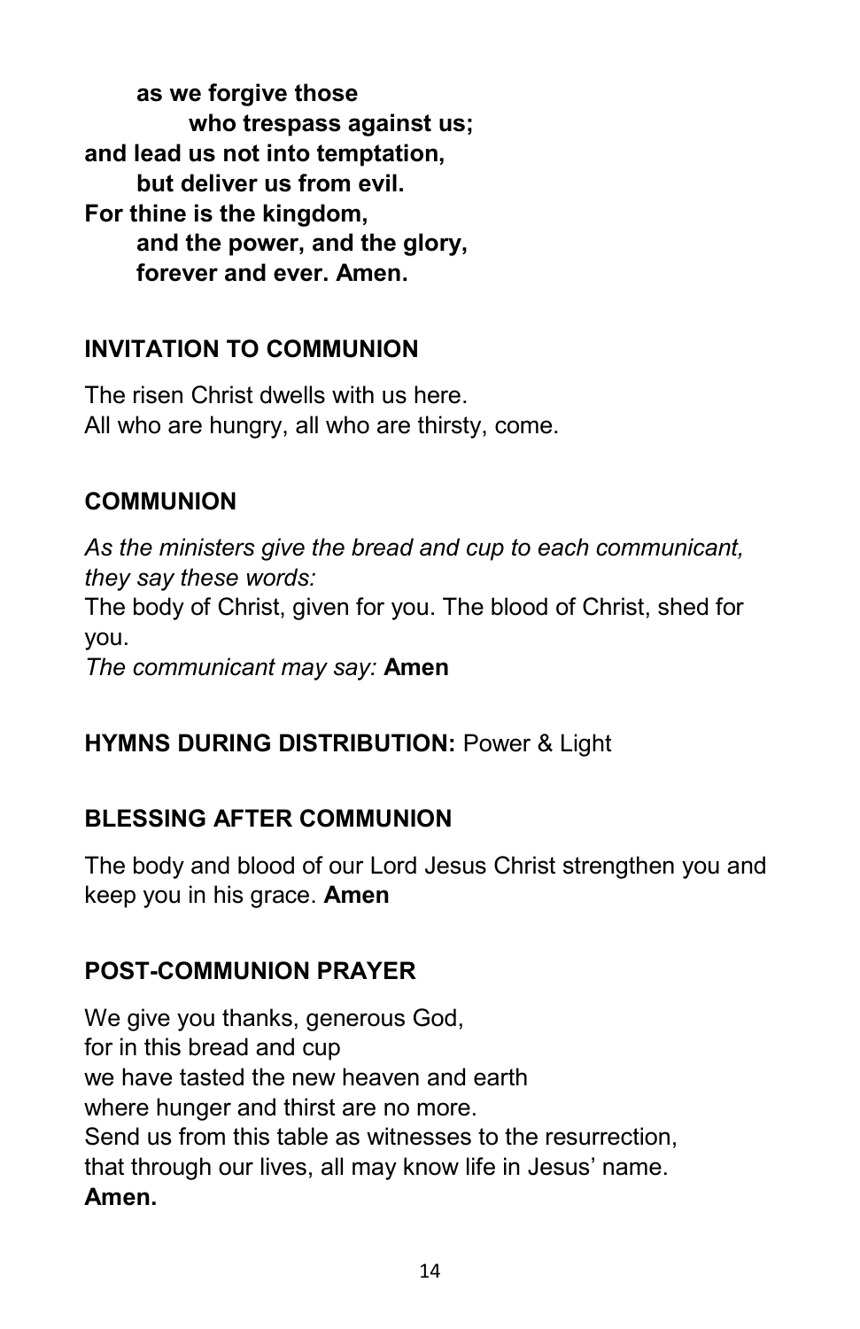**as we forgive those**
**who trespass against us;**
**and lead us not into temptation,**
**but deliver us from evil.**
**For thine is the kingdom,**
**and the power, and the glory,**
**forever and ever. Amen.**

## INVITATION TO COMMUNION

The risen Christ dwells with us here.
All who are hungry, all who are thirsty, come.

## COMMUNION

*As the ministers give the bread and cup to each communicant, they say these words:*
The body of Christ, given for you. The blood of Christ, shed for you.
*The communicant may say:* **Amen**

## HYMNS DURING DISTRIBUTION: Power & Light

## BLESSING AFTER COMMUNION

The body and blood of our Lord Jesus Christ strengthen you and keep you in his grace. **Amen**

## POST-COMMUNION PRAYER

We give you thanks, generous God,
for in this bread and cup
we have tasted the new heaven and earth
where hunger and thirst are no more.
Send us from this table as witnesses to the resurrection,
that through our lives, all may know life in Jesus' name.
**Amen.**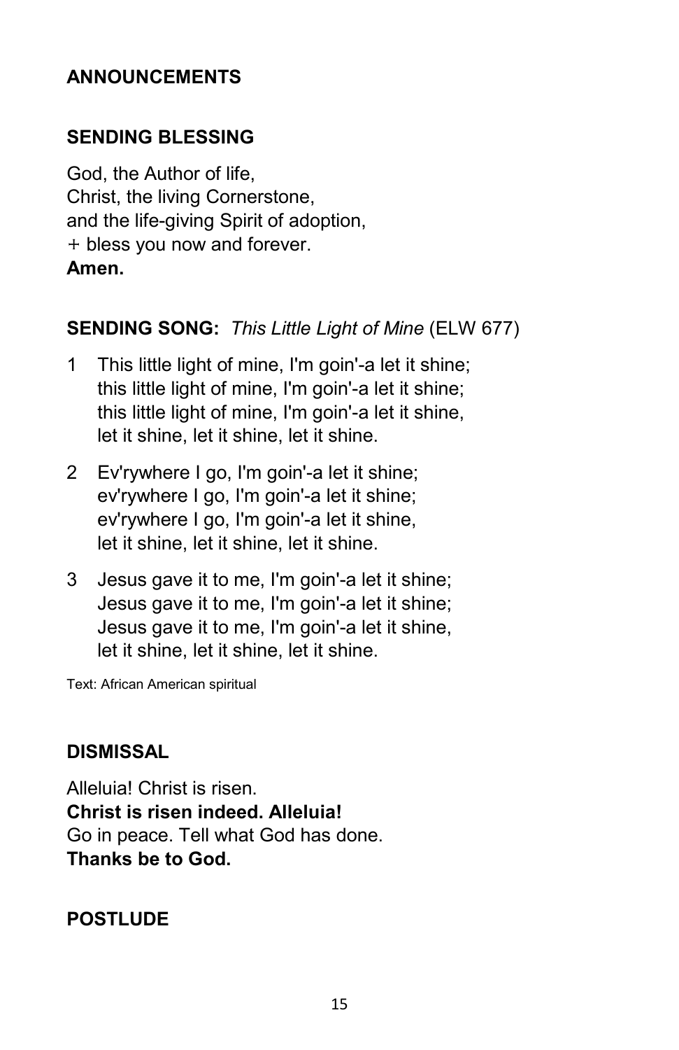## ANNOUNCEMENTS

## SENDING BLESSING

God, the Author of life,
Christ, the living Cornerstone,
and the life-giving Spirit of adoption,
+ bless you now and forever.
**Amen.**

## SENDING SONG: *This Little Light of Mine* (ELW 677)

1 This little light of mine, I'm goin'-a let it shine;
this little light of mine, I'm goin'-a let it shine;
this little light of mine, I'm goin'-a let it shine,
let it shine, let it shine, let it shine.

2 Ev'rywhere I go, I'm goin'-a let it shine;
ev'rywhere I go, I'm goin'-a let it shine;
ev'rywhere I go, I'm goin'-a let it shine,
let it shine, let it shine, let it shine.

3 Jesus gave it to me, I'm goin'-a let it shine;
Jesus gave it to me, I'm goin'-a let it shine;
Jesus gave it to me, I'm goin'-a let it shine,
let it shine, let it shine, let it shine.

Text: African American spiritual

## DISMISSAL

Alleluia! Christ is risen.
**Christ is risen indeed. Alleluia!**
Go in peace. Tell what God has done.
**Thanks be to God.**

## POSTLUDE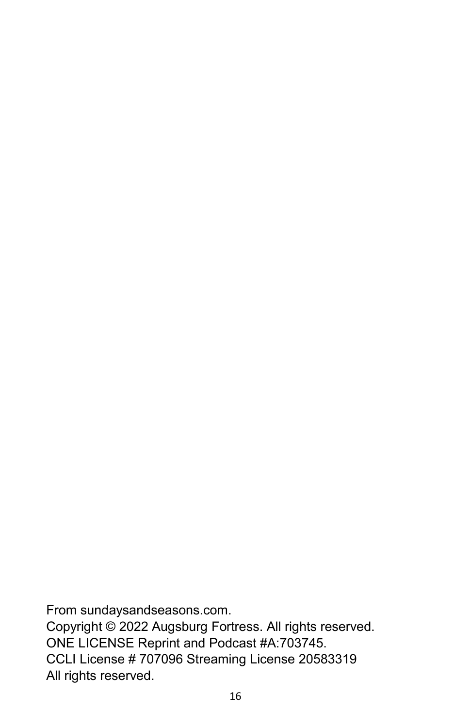From sundaysandseasons.com.
Copyright © 2022 Augsburg Fortress. All rights reserved.
ONE LICENSE Reprint and Podcast #A:703745.
CCLI License # 707096 Streaming License 20583319
All rights reserved.